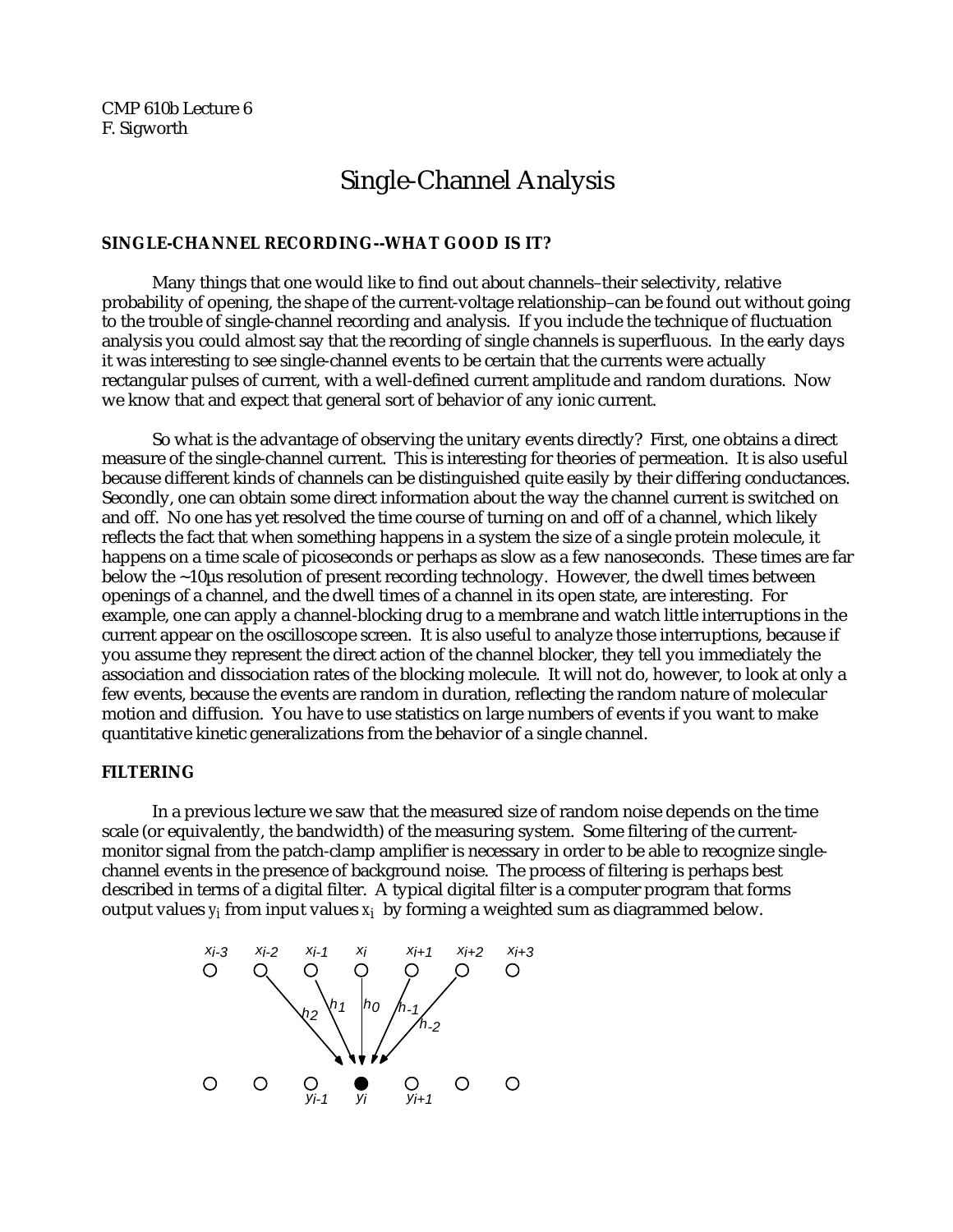CMP 610b Lecture 6
F. Sigworth

# Single-Channel Analysis

## SINGLE-CHANNEL RECORDING--WHAT GOOD IS IT?

Many things that one would like to find out about channels–their selectivity, relative probability of opening, the shape of the current-voltage relationship–can be found out without going to the trouble of single-channel recording and analysis. If you include the technique of fluctuation analysis you could almost say that the recording of single channels is superfluous. In the early days it was interesting to see single-channel events to be certain that the currents were actually rectangular pulses of current, with a well-defined current amplitude and random durations. Now we know that and expect that general sort of behavior of any ionic current.

So what is the advantage of observing the unitary events directly? First, one obtains a direct measure of the single-channel current. This is interesting for theories of permeation. It is also useful because different kinds of channels can be distinguished quite easily by their differing conductances. Secondly, one can obtain some direct information about the way the channel current is switched on and off. No one has yet resolved the time course of turning on and off of a channel, which likely reflects the fact that when something happens in a system the size of a single protein molecule, it happens on a time scale of picoseconds or perhaps as slow as a few nanoseconds. These times are far below the ~10µs resolution of present recording technology. However, the dwell times between openings of a channel, and the dwell times of a channel in its open state, are interesting. For example, one can apply a channel-blocking drug to a membrane and watch little interruptions in the current appear on the oscilloscope screen. It is also useful to analyze those interruptions, because if you assume they represent the direct action of the channel blocker, they tell you immediately the association and dissociation rates of the blocking molecule. It will not do, however, to look at only a few events, because the events are random in duration, reflecting the random nature of molecular motion and diffusion. You have to use statistics on large numbers of events if you want to make quantitative kinetic generalizations from the behavior of a single channel.

## FILTERING

In a previous lecture we saw that the measured size of random noise depends on the time scale (or equivalently, the bandwidth) of the measuring system. Some filtering of the current-monitor signal from the patch-clamp amplifier is necessary in order to be able to recognize single-channel events in the presence of background noise. The process of filtering is perhaps best described in terms of a digital filter. A typical digital filter is a computer program that forms output values $y_i$ from input values $x_i$ by forming a weighted sum as diagrammed below.

$x_{i-3}$ $x_{i-2}$ $x_{i-1}$ $x_i$ $x_{i+1}$ $x_{i+2}$ $x_{i+3}$

$h_2$ $h_1$ $h_0$ $h_{-1}$ $h_{-2}$

$y_{i-1}$ $y_i$ $y_{i+1}$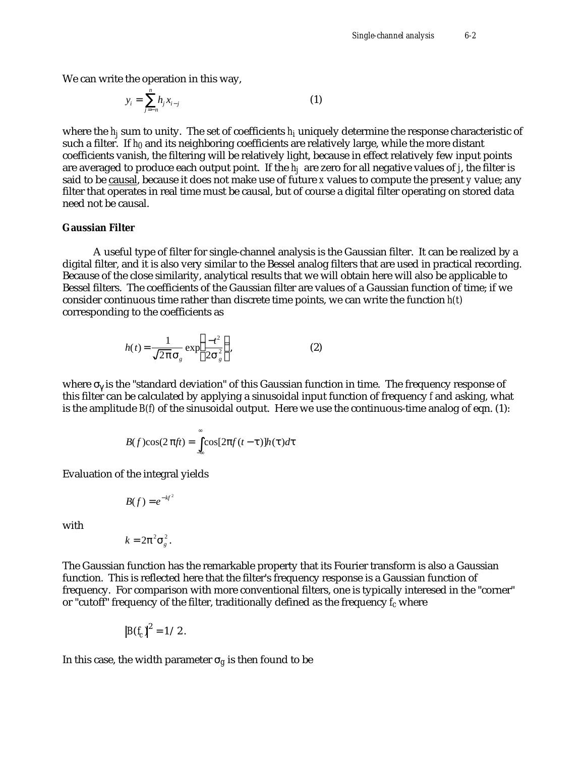We can write the operation in this way,

$$y_i = \sum_{j=-n}^{n} h_j x_{i-j} \qquad (1)$$

where the $h_j$ sum to unity. The set of coefficients $h_i$ uniquely determine the response characteristic of such a filter. If $h_0$ and its neighboring coefficients are relatively large, while the more distant coefficients vanish, the filtering will be relatively light, because in effect relatively few input points are averaged to produce each output point. If the $h_j$ are zero for all negative values of $j$, the filter is said to be causal, because it does not make use of future $x$ values to compute the present $y$ value; any filter that operates in real time must be causal, but of course a digital filter operating on stored data need not be causal.

**Gaussian Filter**

A useful type of filter for single-channel analysis is the Gaussian filter. It can be realized by a digital filter, and it is also very similar to the Bessel analog filters that are used in practical recording. Because of the close similarity, analytical results that we will obtain here will also be applicable to Bessel filters. The coefficients of the Gaussian filter are values of a Gaussian function of time; if we consider continuous time rather than discrete time points, we can write the function $h(t)$ corresponding to the coefficients as

$$h(t) = \frac{1}{\sqrt{2\pi}\sigma_g} \exp\left[\frac{-t^2}{2\sigma_g^2}\right], \qquad (2)$$

where $\sigma_g$ is the "standard deviation" of this Gaussian function in time. The frequency response of this filter can be calculated by applying a sinusoidal input function of frequency $f$ and asking, what is the amplitude $B(f)$ of the sinusoidal output. Here we use the continuous-time analog of eqn. (1):

$$B(f)\cos(2\pi ft) = \int_{-\infty}^{\infty} \cos[2\pi f(t-\tau)]h(\tau)d\tau$$

Evaluation of the integral yields

$$B(f) = e^{-kf^2}$$

with

$$k = 2\pi^2\sigma_g^2.$$

The Gaussian function has the remarkable property that its Fourier transform is also a Gaussian function. This is reflected here that the filter's frequency response is a Gaussian function of frequency. For comparison with more conventional filters, one is typically interesed in the "corner" or "cutoff" frequency of the filter, traditionally defined as the frequency $f_c$ where

$$|B(f_c)|^2 = 1/2.$$

In this case, the width parameter $\sigma_g$ is then found to be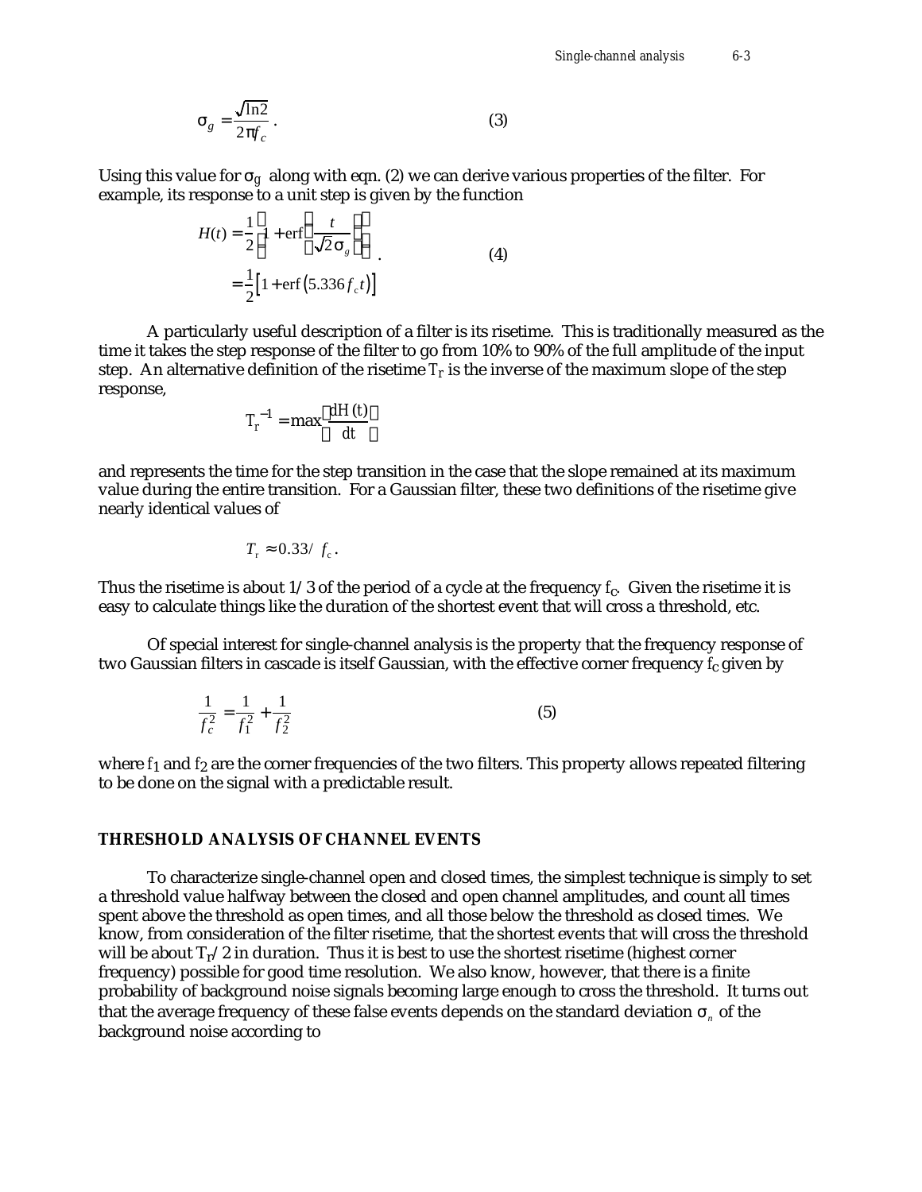$$\sigma_g = \frac{\sqrt{\ln 2}}{2\pi f_c}. \tag{3}$$

Using this value for $\sigma_g$ along with eqn. (2) we can derive various properties of the filter. For example, its response to a unit step is given by the function

$$\begin{aligned} H(t) &= \frac{1}{2}\left[1 + \operatorname{erf}\left(\frac{t}{\sqrt{2}\sigma_g}\right)\right] \\ &= \frac{1}{2}\left[1 + \operatorname{erf}\left(5.336 f_c t\right)\right] \end{aligned}. \tag{4}$$

A particularly useful description of a filter is its risetime. This is traditionally measured as the time it takes the step response of the filter to go from 10% to 90% of the full amplitude of the input step. An alternative definition of the risetime $T_r$ is the inverse of the maximum slope of the step response,

$$T_r^{-1} = \max\left(\frac{dH(t)}{dt}\right)$$

and represents the time for the step transition in the case that the slope remained at its maximum value during the entire transition. For a Gaussian filter, these two definitions of the risetime give nearly identical values of

$$T_r \approx 0.33 / f_c.$$

Thus the risetime is about 1/3 of the period of a cycle at the frequency $f_c$. Given the risetime it is easy to calculate things like the duration of the shortest event that will cross a threshold, etc.

Of special interest for single-channel analysis is the property that the frequency response of two Gaussian filters in cascade is itself Gaussian, with the effective corner frequency $f_c$ given by

$$\frac{1}{f_c^2} = \frac{1}{f_1^2} + \frac{1}{f_2^2} \tag{5}$$

where $f_1$ and $f_2$ are the corner frequencies of the two filters. This property allows repeated filtering to be done on the signal with a predictable result.

### THRESHOLD ANALYSIS OF CHANNEL EVENTS

To characterize single-channel open and closed times, the simplest technique is simply to set a threshold value halfway between the closed and open channel amplitudes, and count all times spent above the threshold as open times, and all those below the threshold as closed times. We know, from consideration of the filter risetime, that the shortest events that will cross the threshold will be about $T_r/2$ in duration. Thus it is best to use the shortest risetime (highest corner frequency) possible for good time resolution. We also know, however, that there is a finite probability of background noise signals becoming large enough to cross the threshold. It turns out that the average frequency of these false events depends on the standard deviation $\sigma_n$ of the background noise according to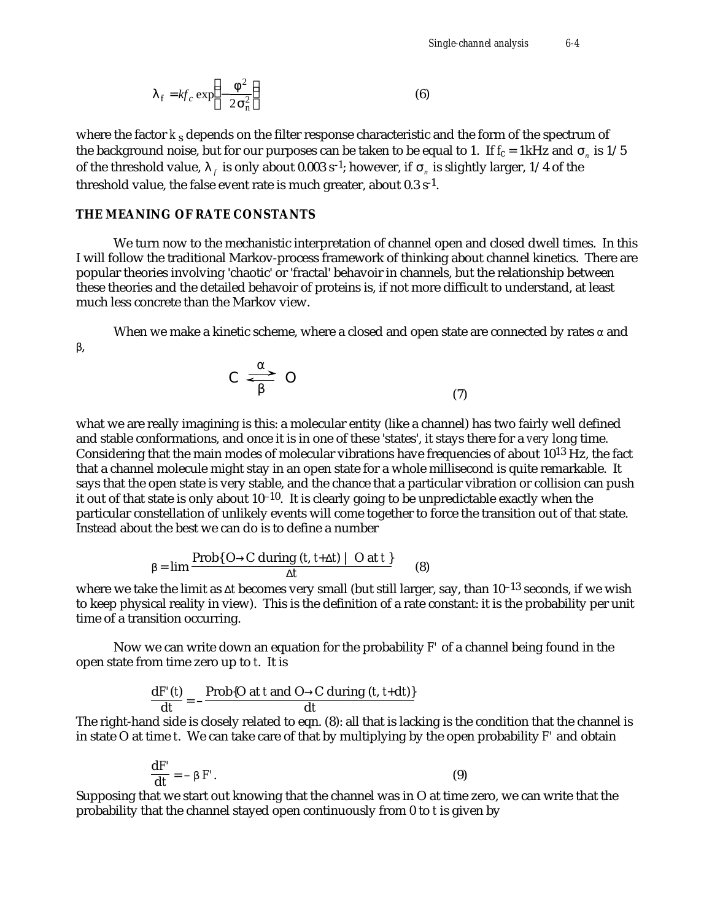$$\lambda_f = kf_c \exp\left(-\frac{\varphi^2}{2\sigma_n^2}\right) \qquad (6)$$

where the factor $k_S$ depends on the filter response characteristic and the form of the spectrum of the background noise, but for our purposes can be taken to be equal to 1. If $f_c$ = 1kHz and $\sigma_n$ is 1/5 of the threshold value, $\lambda_f$ is only about 0.003 $s^{-1}$; however, if $\sigma_n$ is slightly larger, 1/4 of the threshold value, the false event rate is much greater, about 0.3 $s^{-1}$.

## THE MEANING OF RATE CONSTANTS

We turn now to the mechanistic interpretation of channel open and closed dwell times. In this I will follow the traditional Markov-process framework of thinking about channel kinetics. There are popular theories involving 'chaotic' or 'fractal' behavoir in channels, but the relationship between these theories and the detailed behavoir of proteins is, if not more difficult to understand, at least much less concrete than the Markov view.

When we make a kinetic scheme, where a closed and open state are connected by rates $\alpha$ and $\beta$,

$$C \underset{\beta}{\overset{\alpha}{\rightleftharpoons}} O \qquad (7)$$

what we are really imagining is this: a molecular entity (like a channel) has two fairly well defined and stable conformations, and once it is in one of these 'states', it stays there for a *very* long time. Considering that the main modes of molecular vibrations have frequencies of about $10^{13}$ Hz, the fact that a channel molecule might stay in an open state for a whole millisecond is quite remarkable. It says that the open state is very stable, and the chance that a particular vibration or collision can push it out of that state is only about $10^{-10}$. It is clearly going to be unpredictable exactly when the particular constellation of unlikely events will come together to force the transition out of that state. Instead about the best we can do is to define a number

$$\beta = \lim \frac{\text{Prob}\{\text{O}\rightarrow\text{C during } (t, t+\Delta t) \mid \text{O at } t\}}{\Delta t} \qquad (8)$$

where we take the limit as $\Delta t$ becomes very small (but still larger, say, than $10^{-13}$ seconds, if we wish to keep physical reality in view). This is the definition of a rate constant: it is the probability per unit time of a transition occurring.

Now we can write down an equation for the probability $F'$ of a channel being found in the open state from time zero up to $t$. It is

$$\frac{dF'(t)}{dt} = -\frac{\text{Prob}\{\text{O at } t \text{ and O}\rightarrow\text{C during } (t, t+dt)\}}{dt}$$

The right-hand side is closely related to eqn. (8): all that is lacking is the condition that the channel is in state O at time $t$. We can take care of that by multiplying by the open probability $F'$ and obtain

$$\frac{dF'}{dt} = -\beta F'. \qquad (9)$$

Supposing that we start out knowing that the channel was in O at time zero, we can write that the probability that the channel stayed open continuously from 0 to $t$ is given by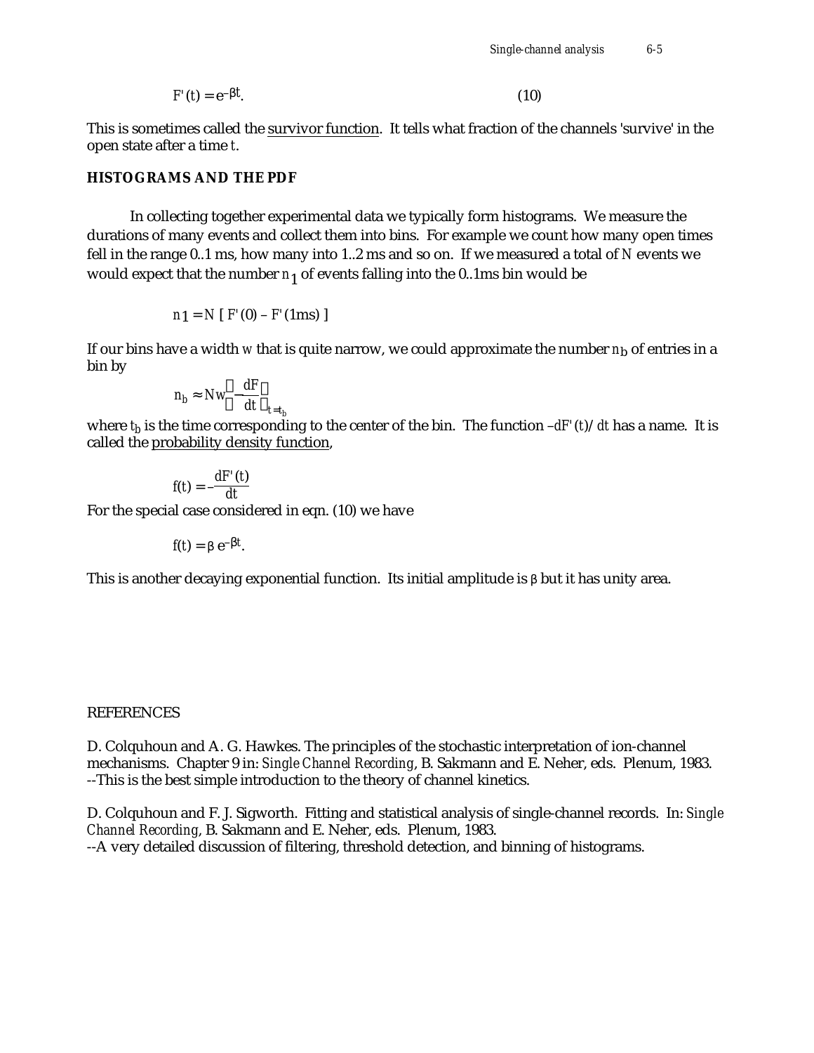$$F'(t) = e^{-\beta t}. \tag{10}$$

This is sometimes called the survivor function. It tells what fraction of the channels 'survive' in the open state after a time $t$.

### HISTOGRAMS AND THE PDF

In collecting together experimental data we typically form histograms. We measure the durations of many events and collect them into bins. For example we count how many open times fell in the range 0..1 ms, how many into 1..2 ms and so on. If we measured a total of $N$ events we would expect that the number $n_1$ of events falling into the 0..1ms bin would be

$$n_1 = N\ [\ F'(0) - F'(1\text{ms})\ ]$$

If our bins have a width $w$ that is quite narrow, we could approximate the number $n_b$ of entries in a bin by

$$n_b \approx Nw\left(-\frac{dF}{dt}\right)_{t=t_b}$$

where $t_b$ is the time corresponding to the center of the bin. The function $-dF'(t)/dt$ has a name. It is called the probability density function,

$$f(t) = -\frac{dF'(t)}{dt}$$

For the special case considered in eqn. (10) we have

$$f(t) = \beta\, e^{-\beta t}.$$

This is another decaying exponential function. Its initial amplitude is $\beta$ but it has unity area.

REFERENCES

D. Colquhoun and A. G. Hawkes. The principles of the stochastic interpretation of ion-channel mechanisms. Chapter 9 in: *Single Channel Recording*, B. Sakmann and E. Neher, eds. Plenum, 1983.
--This is the best simple introduction to the theory of channel kinetics.

D. Colquhoun and F. J. Sigworth. Fitting and statistical analysis of single-channel records. In: *Single Channel Recording*, B. Sakmann and E. Neher, eds. Plenum, 1983.
--A very detailed discussion of filtering, threshold detection, and binning of histograms.